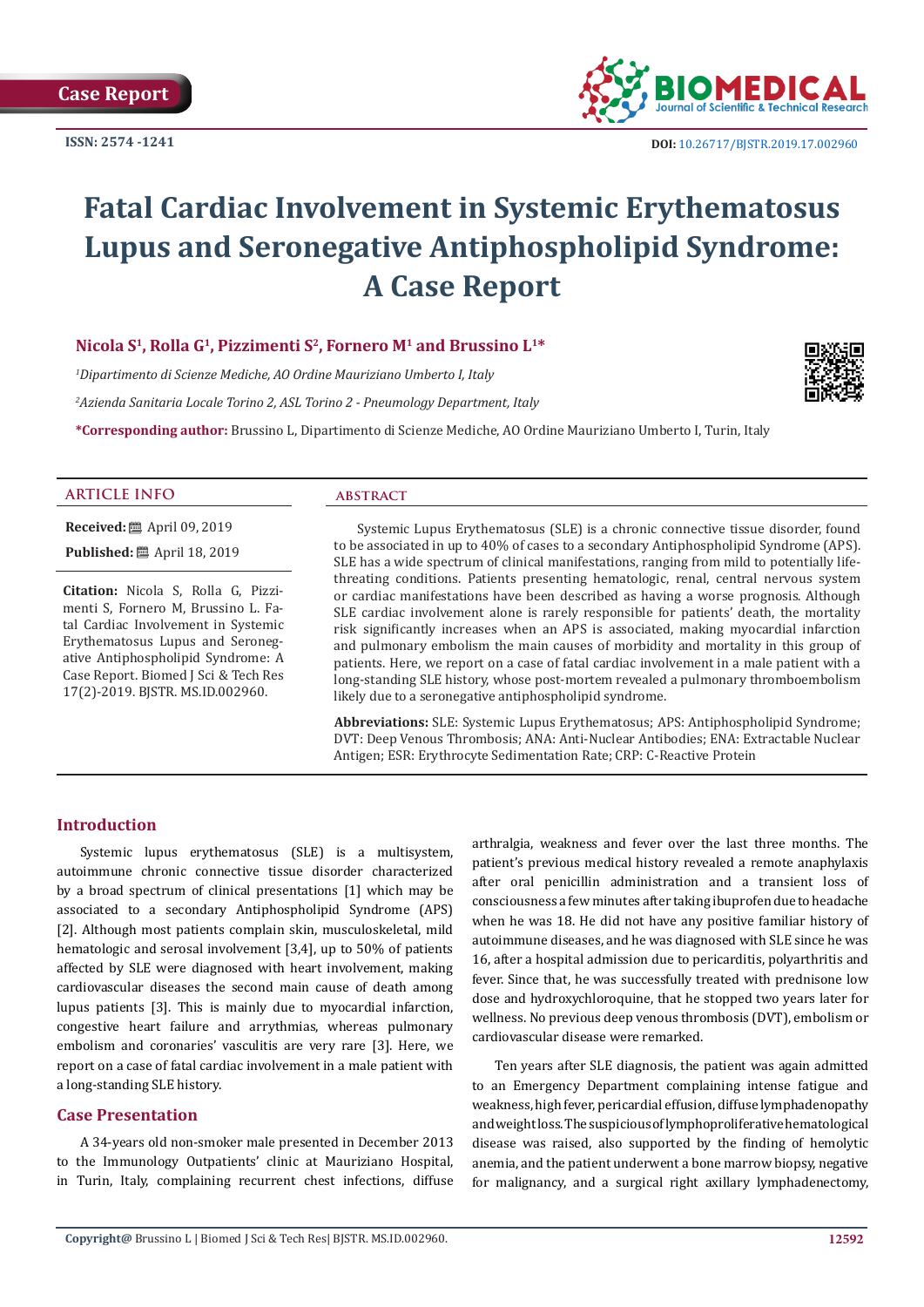Case Report

ISSN: 2574 -1241

DOI: 10.26717/BJSTR.2019.17.002960

# Fatal Cardiac Involvement in Systemic Erythematosus Lupus and Seronegative Antiphospholipid Syndrome: A Case Report

**Nicola S[1], Rolla G[1], Pizzimenti S[2], Fornero M[1] and Brussino L[1]***

[1]*Dipartimento di Scienze Mediche, AO Ordine Mauriziano Umberto I, Italy*

[2]*Azienda Sanitaria Locale Torino 2, ASL Torino 2 - Pneumology Department, Italy*

**\*Corresponding author:** Brussino L, Dipartimento di Scienze Mediche, AO Ordine Mauriziano Umberto I, Turin, Italy

## ARTICLE INFO

**Received:** April 09, 2019

**Published:** April 18, 2019

**Citation:** Nicola S, Rolla G, Pizzimenti S, Fornero M, Brussino L. Fatal Cardiac Involvement in Systemic Erythematosus Lupus and Seronegative Antiphospholipid Syndrome: A Case Report. Biomed J Sci & Tech Res 17(2)-2019. BJSTR. MS.ID.002960.

## ABSTRACT

Systemic Lupus Erythematosus (SLE) is a chronic connective tissue disorder, found to be associated in up to 40% of cases to a secondary Antiphospholipid Syndrome (APS). SLE has a wide spectrum of clinical manifestations, ranging from mild to potentially life-threating conditions. Patients presenting hematologic, renal, central nervous system or cardiac manifestations have been described as having a worse prognosis. Although SLE cardiac involvement alone is rarely responsible for patients' death, the mortality risk significantly increases when an APS is associated, making myocardial infarction and pulmonary embolism the main causes of morbidity and mortality in this group of patients. Here, we report on a case of fatal cardiac involvement in a male patient with a long-standing SLE history, whose post-mortem revealed a pulmonary thromboembolism likely due to a seronegative antiphospholipid syndrome.

**Abbreviations:** SLE: Systemic Lupus Erythematosus; APS: Antiphospholipid Syndrome; DVT: Deep Venous Thrombosis; ANA: Anti-Nuclear Antibodies; ENA: Extractable Nuclear Antigen; ESR: Erythrocyte Sedimentation Rate; CRP: C-Reactive Protein

## Introduction

Systemic lupus erythematosus (SLE) is a multisystem, autoimmune chronic connective tissue disorder characterized by a broad spectrum of clinical presentations [1] which may be associated to a secondary Antiphospholipid Syndrome (APS) [2]. Although most patients complain skin, musculoskeletal, mild hematologic and serosal involvement [3,4], up to 50% of patients affected by SLE were diagnosed with heart involvement, making cardiovascular diseases the second main cause of death among lupus patients [3]. This is mainly due to myocardial infarction, congestive heart failure and arrythmias, whereas pulmonary embolism and coronaries' vasculitis are very rare [3]. Here, we report on a case of fatal cardiac involvement in a male patient with a long-standing SLE history.

## Case Presentation

A 34-years old non-smoker male presented in December 2013 to the Immunology Outpatients' clinic at Mauriziano Hospital, in Turin, Italy, complaining recurrent chest infections, diffuse arthralgia, weakness and fever over the last three months. The patient's previous medical history revealed a remote anaphylaxis after oral penicillin administration and a transient loss of consciousness a few minutes after taking ibuprofen due to headache when he was 18. He did not have any positive familiar history of autoimmune diseases, and he was diagnosed with SLE since he was 16, after a hospital admission due to pericarditis, polyarthritis and fever. Since that, he was successfully treated with prednisone low dose and hydroxychloroquine, that he stopped two years later for wellness. No previous deep venous thrombosis (DVT), embolism or cardiovascular disease were remarked.

Ten years after SLE diagnosis, the patient was again admitted to an Emergency Department complaining intense fatigue and weakness, high fever, pericardial effusion, diffuse lymphadenopathy and weight loss. The suspicious of lymphoproliferative hematological disease was raised, also supported by the finding of hemolytic anemia, and the patient underwent a bone marrow biopsy, negative for malignancy, and a surgical right axillary lymphadenectomy,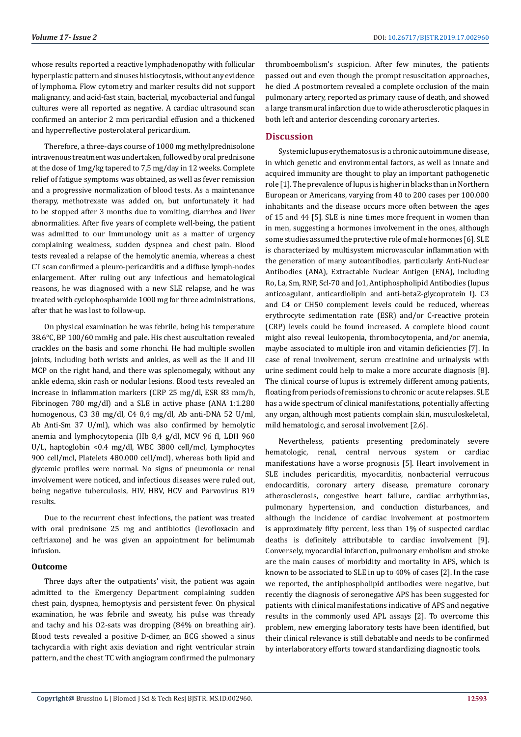whose results reported a reactive lymphadenopathy with follicular hyperplastic pattern and sinuses histiocytosis, without any evidence of lymphoma. Flow cytometry and marker results did not support malignancy, and acid-fast stain, bacterial, mycobacterial and fungal cultures were all reported as negative. A cardiac ultrasound scan confirmed an anterior 2 mm pericardial effusion and a thickened and hyperreflective posterolateral pericardium.

Therefore, a three-days course of 1000 mg methylprednisolone intravenous treatment was undertaken, followed by oral prednisone at the dose of 1mg/kg tapered to 7,5 mg/day in 12 weeks. Complete relief of fatigue symptoms was obtained, as well as fever remission and a progressive normalization of blood tests. As a maintenance therapy, methotrexate was added on, but unfortunately it had to be stopped after 3 months due to vomiting, diarrhea and liver abnormalities. After five years of complete well-being, the patient was admitted to our Immunology unit as a matter of urgency complaining weakness, sudden dyspnea and chest pain. Blood tests revealed a relapse of the hemolytic anemia, whereas a chest CT scan confirmed a pleuro-pericarditis and a diffuse lymph-nodes enlargement. After ruling out any infectious and hematological reasons, he was diagnosed with a new SLE relapse, and he was treated with cyclophosphamide 1000 mg for three administrations, after that he was lost to follow-up.

On physical examination he was febrile, being his temperature 38.6°C, BP 100/60 mmHg and pale. His chest auscultation revealed crackles on the basis and some rhonchi. He had multiple swollen joints, including both wrists and ankles, as well as the II and III MCP on the right hand, and there was splenomegaly, without any ankle edema, skin rash or nodular lesions. Blood tests revealed an increase in inflammation markers (CRP 25 mg/dl, ESR 83 mm/h, Fibrinogen 780 mg/dl) and a SLE in active phase (ANA 1:1.280 homogenous, C3 38 mg/dl, C4 8,4 mg/dl, Ab anti-DNA 52 U/ml, Ab Anti-Sm 37 U/ml), which was also confirmed by hemolytic anemia and lymphocytopenia (Hb 8,4 g/dl, MCV 96 fl, LDH 960 U/L, haptoglobin <0.4 mg/dl, WBC 3800 cell/mcl, Lymphocytes 900 cell/mcl, Platelets 480.000 cell/mcl), whereas both lipid and glycemic profiles were normal. No signs of pneumonia or renal involvement were noticed, and infectious diseases were ruled out, being negative tuberculosis, HIV, HBV, HCV and Parvovirus B19 results.

Due to the recurrent chest infections, the patient was treated with oral prednisone 25 mg and antibiotics (levofloxacin and ceftriaxone) and he was given an appointment for belimumab infusion.

### Outcome

Three days after the outpatients' visit, the patient was again admitted to the Emergency Department complaining sudden chest pain, dyspnea, hemoptysis and persistent fever. On physical examination, he was febrile and sweaty, his pulse was thready and tachy and his O2-sats was dropping (84% on breathing air). Blood tests revealed a positive D-dimer, an ECG showed a sinus tachycardia with right axis deviation and right ventricular strain pattern, and the chest TC with angiogram confirmed the pulmonary thromboembolism's suspicion. After few minutes, the patients passed out and even though the prompt resuscitation approaches, he died .A postmortem revealed a complete occlusion of the main pulmonary artery, reported as primary cause of death, and showed a large transmural infarction due to wide atherosclerotic plaques in both left and anterior descending coronary arteries.

## Discussion

Systemic lupus erythematosus is a chronic autoimmune disease, in which genetic and environmental factors, as well as innate and acquired immunity are thought to play an important pathogenetic role [1]. The prevalence of lupus is higher in blacks than in Northern European or Americans, varying from 40 to 200 cases per 100.000 inhabitants and the disease occurs more often between the ages of 15 and 44 [5]. SLE is nine times more frequent in women than in men, suggesting a hormones involvement in the ones, although some studies assumed the protective role of male hormones [6]. SLE is characterized by multisystem microvascular inflammation with the generation of many autoantibodies, particularly Anti-Nuclear Antibodies (ANA), Extractable Nuclear Antigen (ENA), including Ro, La, Sm, RNP, Scl-70 and Jo1, Antiphospholipid Antibodies (lupus anticoagulant, anticardiolipin and anti-beta2-glycoprotein I). C3 and C4 or CH50 complement levels could be reduced, whereas erythrocyte sedimentation rate (ESR) and/or C-reactive protein (CRP) levels could be found increased. A complete blood count might also reveal leukopenia, thrombocytopenia, and/or anemia, maybe associated to multiple iron and vitamin deficiencies [7]. In case of renal involvement, serum creatinine and urinalysis with urine sediment could help to make a more accurate diagnosis [8]. The clinical course of lupus is extremely different among patients, floating from periods of remissions to chronic or acute relapses. SLE has a wide spectrum of clinical manifestations, potentially affecting any organ, although most patients complain skin, musculoskeletal, mild hematologic, and serosal involvement [2,6].

Nevertheless, patients presenting predominately severe hematologic, renal, central nervous system or cardiac manifestations have a worse prognosis [5]. Heart involvement in SLE includes pericarditis, myocarditis, nonbacterial verrucous endocarditis, coronary artery disease, premature coronary atherosclerosis, congestive heart failure, cardiac arrhythmias, pulmonary hypertension, and conduction disturbances, and although the incidence of cardiac involvement at postmortem is approximately fifty percent, less than 1% of suspected cardiac deaths is definitely attributable to cardiac involvement [9]. Conversely, myocardial infarction, pulmonary embolism and stroke are the main causes of morbidity and mortality in APS, which is known to be associated to SLE in up to 40% of cases [2]. In the case we reported, the antiphospholipid antibodies were negative, but recently the diagnosis of seronegative APS has been suggested for patients with clinical manifestations indicative of APS and negative results in the commonly used APL assays [2]. To overcome this problem, new emerging laboratory tests have been identified, but their clinical relevance is still debatable and needs to be confirmed by interlaboratory efforts toward standardizing diagnostic tools.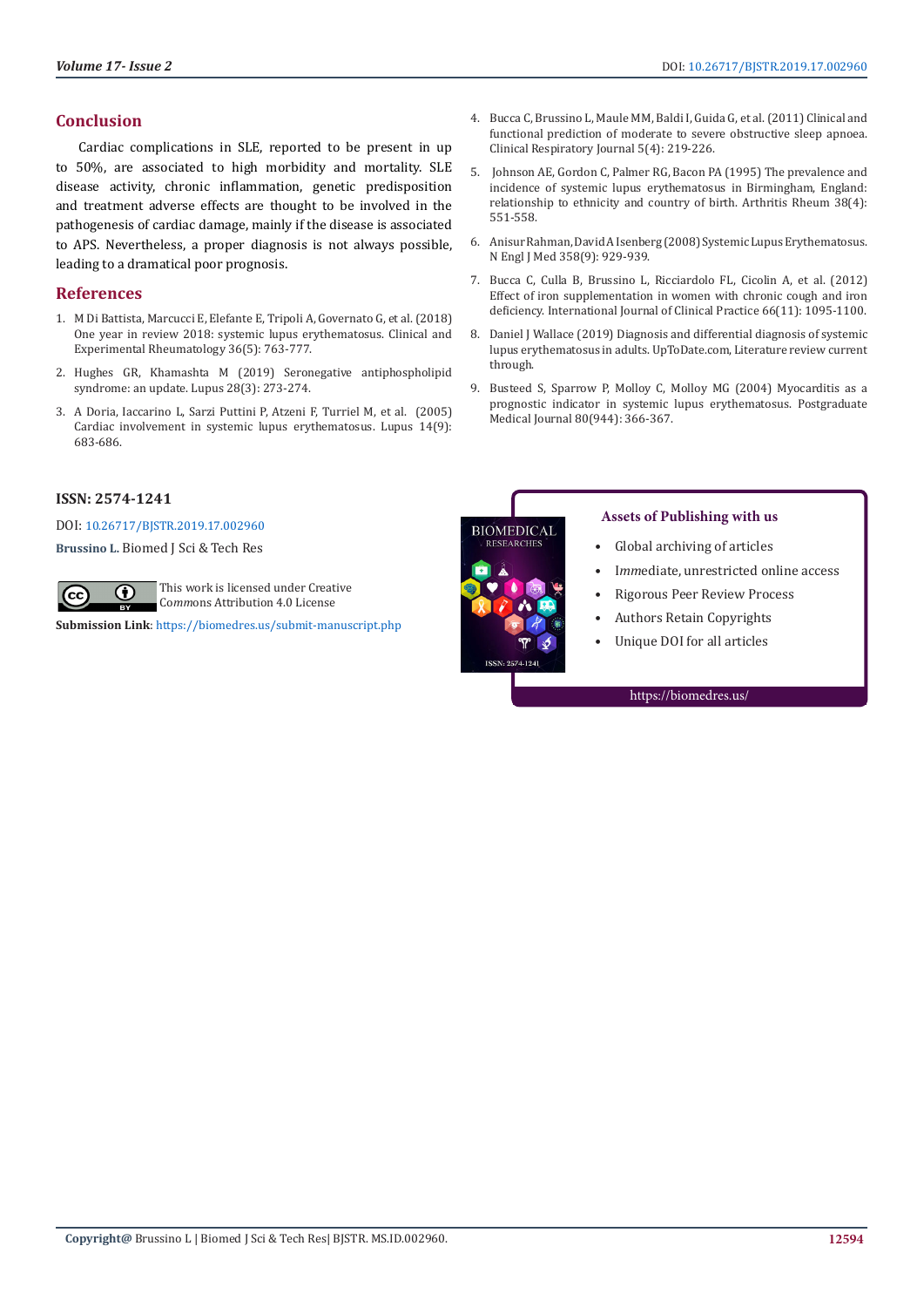## Conclusion

Cardiac complications in SLE, reported to be present in up to 50%, are associated to high morbidity and mortality. SLE disease activity, chronic inflammation, genetic predisposition and treatment adverse effects are thought to be involved in the pathogenesis of cardiac damage, mainly if the disease is associated to APS. Nevertheless, a proper diagnosis is not always possible, leading to a dramatical poor prognosis.

## References

1. M Di Battista, Marcucci E, Elefante E, Tripoli A, Governato G, et al. (2018) One year in review 2018: systemic lupus erythematosus. Clinical and Experimental Rheumatology 36(5): 763-777.
2. Hughes GR, Khamashta M (2019) Seronegative antiphospholipid syndrome: an update. Lupus 28(3): 273-274.
3. A Doria, Iaccarino L, Sarzi Puttini P, Atzeni F, Turriel M, et al. (2005) Cardiac involvement in systemic lupus erythematosus. Lupus 14(9): 683-686.
4. Bucca C, Brussino L, Maule MM, Baldi I, Guida G, et al. (2011) Clinical and functional prediction of moderate to severe obstructive sleep apnoea. Clinical Respiratory Journal 5(4): 219-226.
5. Johnson AE, Gordon C, Palmer RG, Bacon PA (1995) The prevalence and incidence of systemic lupus erythematosus in Birmingham, England: relationship to ethnicity and country of birth. Arthritis Rheum 38(4): 551-558.
6. Anisur Rahman, David A Isenberg (2008) Systemic Lupus Erythematosus. N Engl J Med 358(9): 929-939.
7. Bucca C, Culla B, Brussino L, Ricciardolo FL, Cicolin A, et al. (2012) Effect of iron supplementation in women with chronic cough and iron deficiency. International Journal of Clinical Practice 66(11): 1095-1100.
8. Daniel J Wallace (2019) Diagnosis and differential diagnosis of systemic lupus erythematosus in adults. UpToDate.com, Literature review current through.
9. Busteed S, Sparrow P, Molloy C, Molloy MG (2004) Myocarditis as a prognostic indicator in systemic lupus erythematosus. Postgraduate Medical Journal 80(944): 366-367.

**ISSN: 2574-1241**

DOI: 10.26717/BJSTR.2019.17.002960

**Brussino L.** Biomed J Sci & Tech Res

This work is licensed under Creative Commons Attribution 4.0 License

**Submission Link**: https://biomedres.us/submit-manuscript.php

**Assets of Publishing with us**

- Global archiving of articles
- Immediate, unrestricted online access
- Rigorous Peer Review Process
- Authors Retain Copyrights
- Unique DOI for all articles

https://biomedres.us/